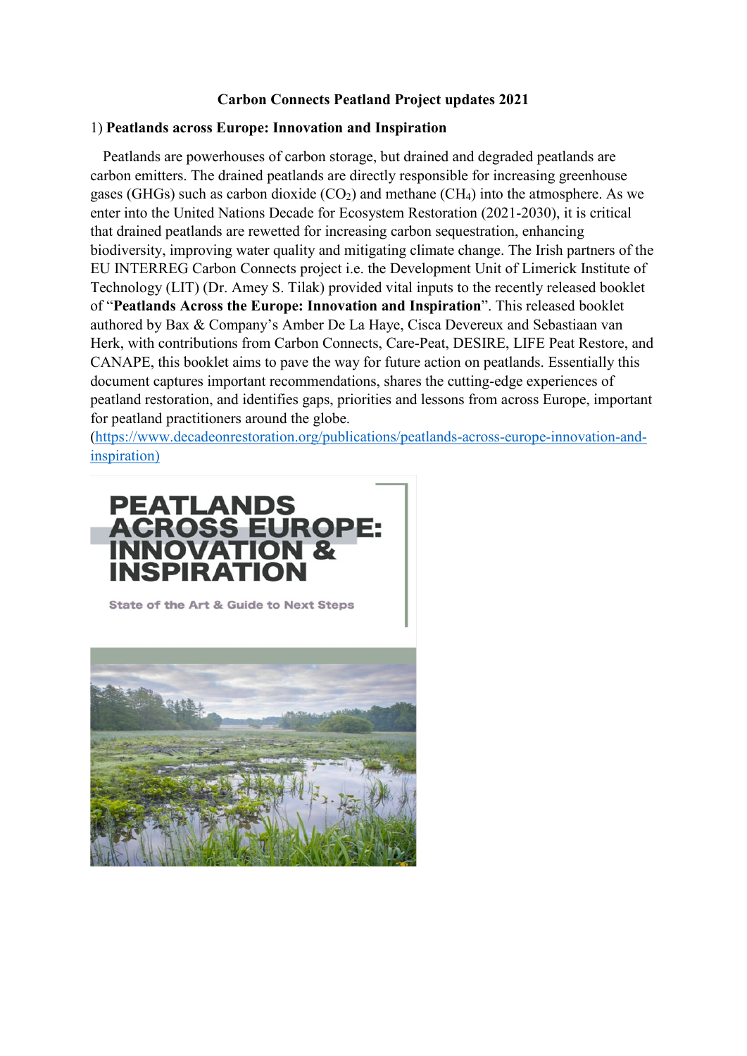**Carbon Connects Peatland Project updates 2021**

1) **Peatlands across Europe: Innovation and Inspiration**

Peatlands are powerhouses of carbon storage, but drained and degraded peatlands are carbon emitters. The drained peatlands are directly responsible for increasing greenhouse gases (GHGs) such as carbon dioxide ($CO_2$) and methane ($CH_4$) into the atmosphere. As we enter into the United Nations Decade for Ecosystem Restoration (2021-2030), it is critical that drained peatlands are rewetted for increasing carbon sequestration, enhancing biodiversity, improving water quality and mitigating climate change. The Irish partners of the EU INTERREG Carbon Connects project i.e. the Development Unit of Limerick Institute of Technology (LIT) (Dr. Amey S. Tilak) provided vital inputs to the recently released booklet of "**Peatlands Across the Europe: Innovation and Inspiration**". This released booklet authored by Bax & Company's Amber De La Haye, Cisca Devereux and Sebastiaan van Herk, with contributions from Carbon Connects, Care-Peat, DESIRE, LIFE Peat Restore, and CANAPE, this booklet aims to pave the way for future action on peatlands. Essentially this document captures important recommendations, shares the cutting-edge experiences of peatland restoration, and identifies gaps, priorities and lessons from across Europe, important for peatland practitioners around the globe. (https://www.decadeonrestoration.org/publications/peatlands-across-europe-innovation-and-inspiration)

PEATLANDS ACROSS EUROPE: INNOVATION & INSPIRATION

State of the Art & Guide to Next Steps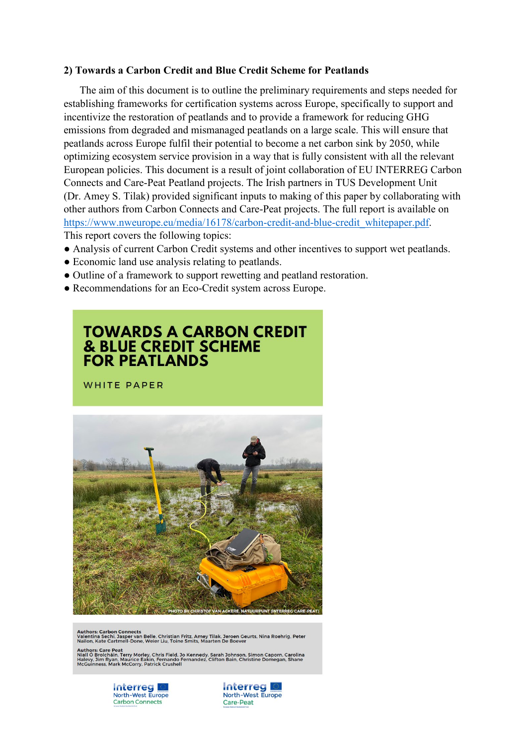## 2) Towards a Carbon Credit and Blue Credit Scheme for Peatlands

The aim of this document is to outline the preliminary requirements and steps needed for establishing frameworks for certification systems across Europe, specifically to support and incentivize the restoration of peatlands and to provide a framework for reducing GHG emissions from degraded and mismanaged peatlands on a large scale. This will ensure that peatlands across Europe fulfil their potential to become a net carbon sink by 2050, while optimizing ecosystem service provision in a way that is fully consistent with all the relevant European policies. This document is a result of joint collaboration of EU INTERREG Carbon Connects and Care-Peat Peatland projects. The Irish partners in TUS Development Unit (Dr. Amey S. Tilak) provided significant inputs to making of this paper by collaborating with other authors from Carbon Connects and Care-Peat projects. The full report is available on https://www.nweurope.eu/media/16178/carbon-credit-and-blue-credit_whitepaper.pdf.

This report covers the following topics:

- Analysis of current Carbon Credit systems and other incentives to support wet peatlands.
- Economic land use analysis relating to peatlands.
- Outline of a framework to support rewetting and peatland restoration.
- Recommendations for an Eco-Credit system across Europe.

**TOWARDS A CARBON CREDIT & BLUE CREDIT SCHEME FOR PEATLANDS**

WHITE PAPER

PHOTO BY CHRISTOF VAN ACKERE, NATUURPUNT (INTERREG CARE-PEAT)

**Authors: Carbon Connects**
Valentina Sechi, Jasper van Belle, Christian Fritz, Amey Tilak, Jeroen Geurts, Nina Roehrig, Peter Nailon, Kate Cartmell-Done, Weier Liu, Toine Smits, Maarten De Boever

**Authors: Care Peat**
Niall Ó Brolcháin, Terry Morley, Chris Field, Jo Kennedy, Sarah Johnson, Simon Caporn, Carolina Halevy, Jim Ryan, Maurice Eakin, Fernando Fernandez, Clifton Bain, Christine Domegan, Shane McGuinness, Mark McCorry, Patrick Crushell

Interreg North-West Europe Carbon Connects

Interreg North-West Europe Care-Peat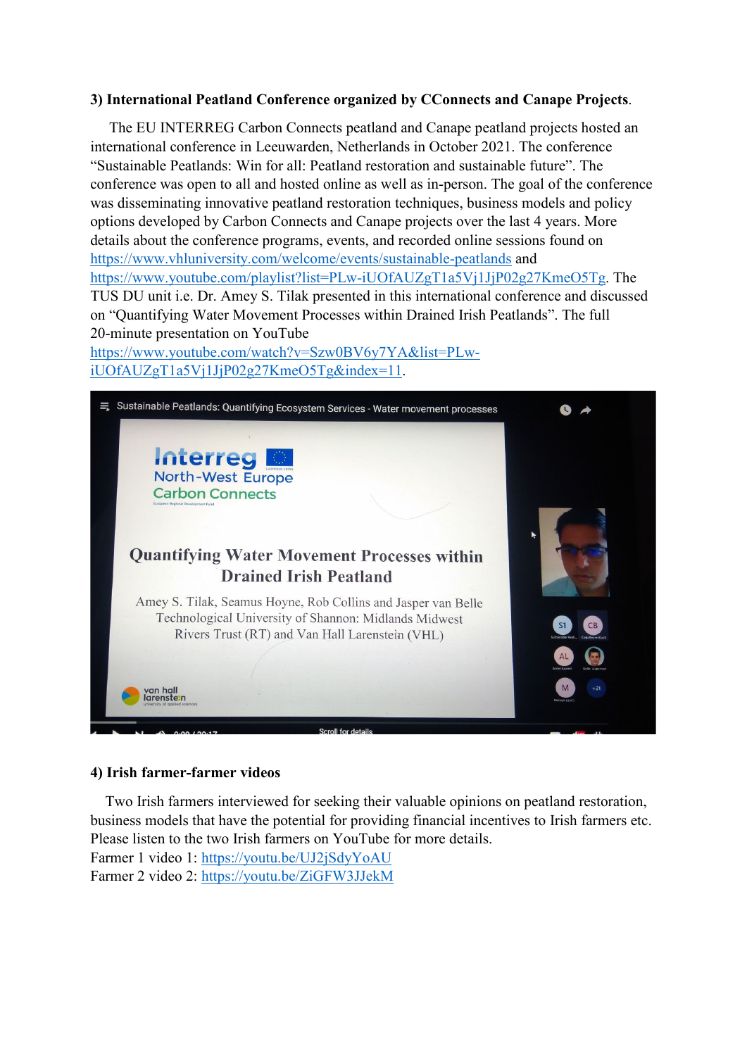### 3) International Peatland Conference organized by CConnects and Canape Projects.

The EU INTERREG Carbon Connects peatland and Canape peatland projects hosted an international conference in Leeuwarden, Netherlands in October 2021. The conference "Sustainable Peatlands: Win for all: Peatland restoration and sustainable future". The conference was open to all and hosted online as well as in-person. The goal of the conference was disseminating innovative peatland restoration techniques, business models and policy options developed by Carbon Connects and Canape projects over the last 4 years. More details about the conference programs, events, and recorded online sessions found on https://www.vhluniversity.com/welcome/events/sustainable-peatlands and https://www.youtube.com/playlist?list=PLw-iUOfAUZgT1a5Vj1JjP02g27KmeO5Tg. The TUS DU unit i.e. Dr. Amey S. Tilak presented in this international conference and discussed on "Quantifying Water Movement Processes within Drained Irish Peatlands". The full 20-minute presentation on YouTube https://www.youtube.com/watch?v=Szw0BV6y7YA&list=PLw-iUOfAUZgT1a5Vj1JjP02g27KmeO5Tg&index=11.

### 4) Irish farmer-farmer videos

Two Irish farmers interviewed for seeking their valuable opinions on peatland restoration, business models that have the potential for providing financial incentives to Irish farmers etc. Please listen to the two Irish farmers on YouTube for more details.

Farmer 1 video 1: https://youtu.be/UJ2jSdyYoAU

Farmer 2 video 2: https://youtu.be/ZiGFW3JJekM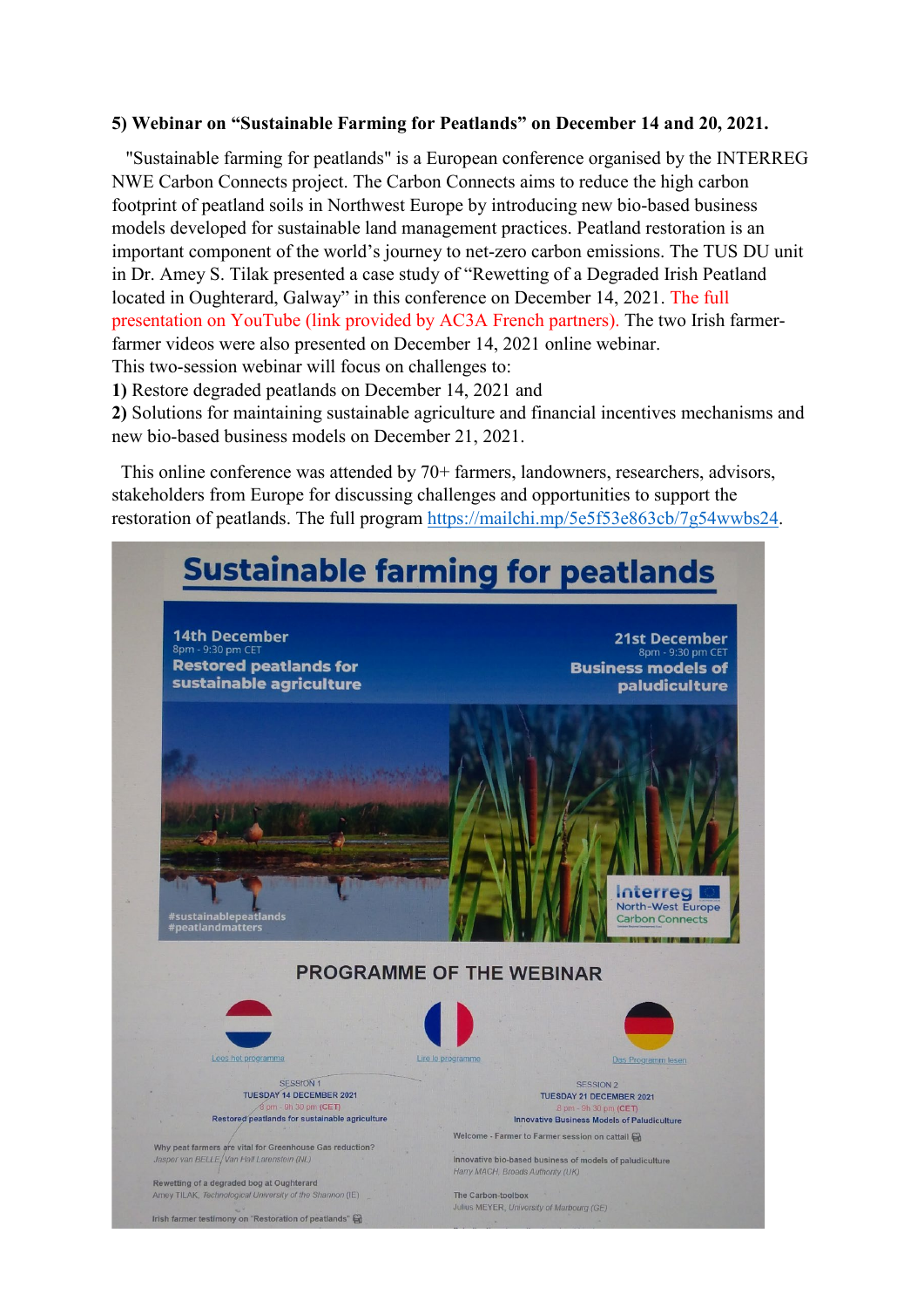**5) Webinar on "Sustainable Farming for Peatlands" on December 14 and 20, 2021.**

"Sustainable farming for peatlands" is a European conference organised by the INTERREG NWE Carbon Connects project. The Carbon Connects aims to reduce the high carbon footprint of peatland soils in Northwest Europe by introducing new bio-based business models developed for sustainable land management practices. Peatland restoration is an important component of the world's journey to net-zero carbon emissions. The TUS DU unit in Dr. Amey S. Tilak presented a case study of "Rewetting of a Degraded Irish Peatland located in Oughterard, Galway" in this conference on December 14, 2021. The full presentation on YouTube (link provided by AC3A French partners). The two Irish farmer-farmer videos were also presented on December 14, 2021 online webinar.

This two-session webinar will focus on challenges to:

**1)** Restore degraded peatlands on December 14, 2021 and

**2)** Solutions for maintaining sustainable agriculture and financial incentives mechanisms and new bio-based business models on December 21, 2021.

This online conference was attended by 70+ farmers, landowners, researchers, advisors, stakeholders from Europe for discussing challenges and opportunities to support the restoration of peatlands. The full program https://mailchi.mp/5e5f53e863cb/7g54wwbs24.

# Sustainable farming for peatlands

**14th December**
8pm - 9:30 pm CET
**Restored peatlands for sustainable agriculture**

**21st December**
8pm - 9:30 pm CET
**Business models of paludiculture**

#sustainablepeatlands
#peatlandmatters

Interreg North-West Europe Carbon Connects

## PROGRAMME OF THE WEBINAR

Lees het programma | Lire le programme | Das Programm lesen

SESSION 1
TUESDAY 14 DECEMBER 2021
8 pm - 9h 30 pm (CET)
Restored peatlands for sustainable agriculture

Why peat farmers are vital for Greenhouse Gas reduction?
*Jasper van BELLE, Van Hall Larenstein (NL)*

Rewetting of a degraded bog at Oughterard
*Amey TILAK, Technological University of the Shannon (IE)*

Irish farmer testimony on "Restoration of peatlands"

SESSION 2
TUESDAY 21 DECEMBER 2021
8 pm - 9h 30 pm (CET)
Innovative Business Models of Paludiculture

Welcome - Farmer to Farmer session on cattail

Innovative bio-based business of models of paludiculture
*Harry MACH, Broads Authority (UK)*

The Carbon-toolbox
*Julius MEYER, University of Marbourg (GE)*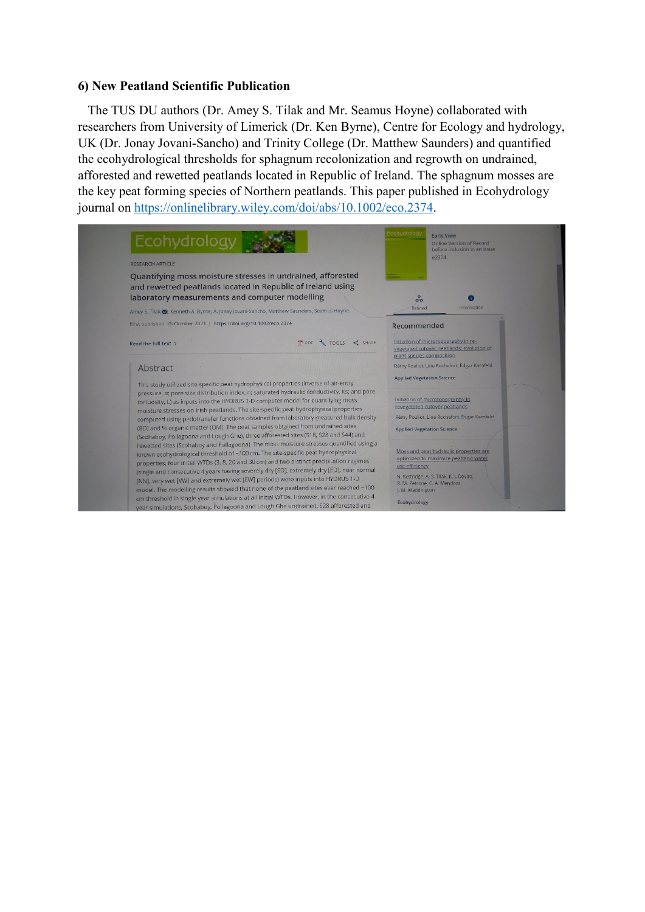**6) New Peatland Scientific Publication**

The TUS DU authors (Dr. Amey S. Tilak and Mr. Seamus Hoyne) collaborated with researchers from University of Limerick (Dr. Ken Byrne), Centre for Ecology and hydrology, UK (Dr. Jonay Jovani-Sancho) and Trinity College (Dr. Matthew Saunders) and quantified the ecohydrological thresholds for sphagnum recolonization and regrowth on undrained, afforested and rewetted peatlands located in Republic of Ireland. The sphagnum mosses are the key peat forming species of Northern peatlands. This paper published in Ecohydrology journal on https://onlinelibrary.wiley.com/doi/abs/10.1002/eco.2374.